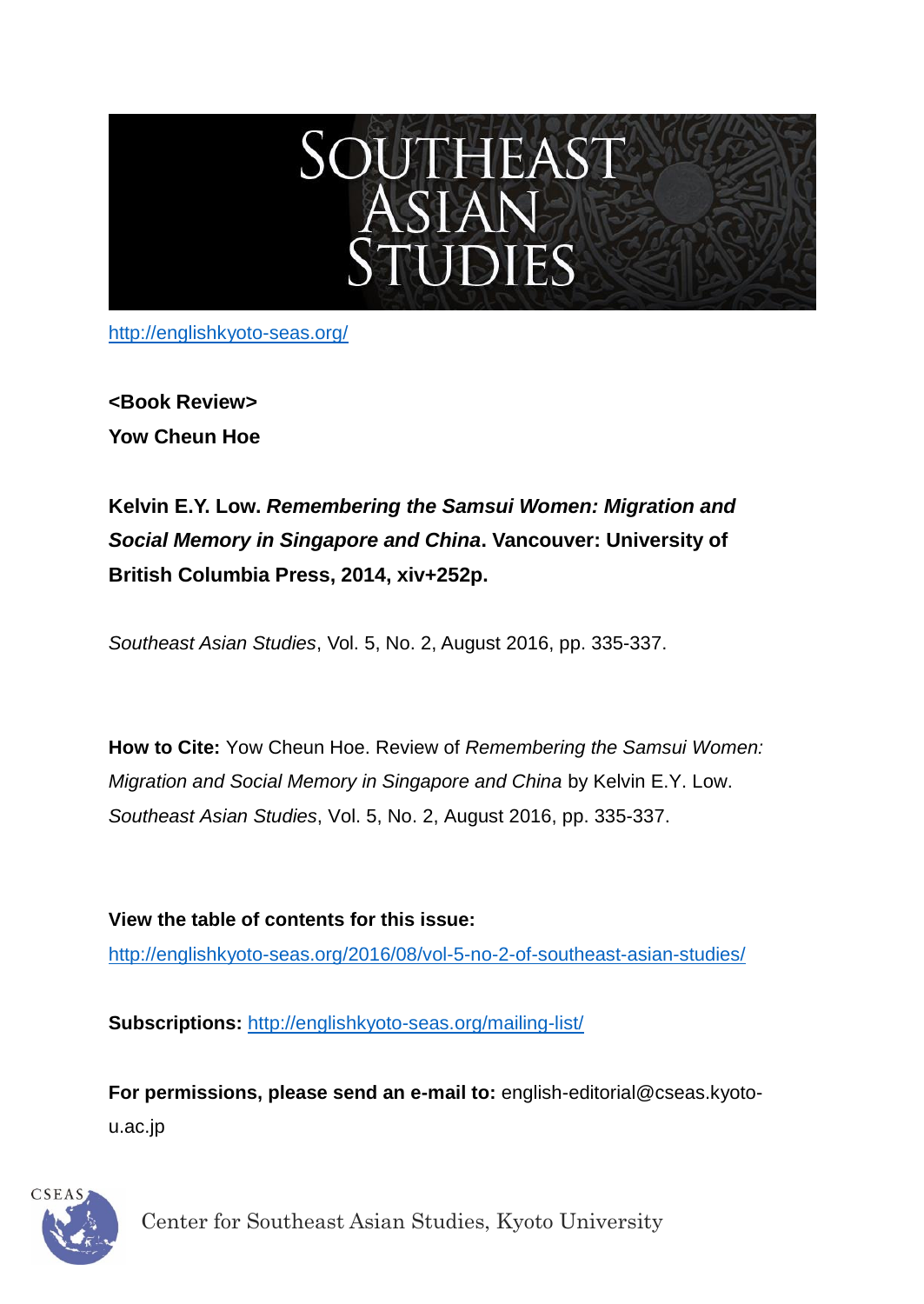# Southeast Asian Studies

http://englishkyoto-seas.org/

**<Book Review>**

**Yow Cheun Hoe**

**Kelvin E.Y. Low. *Remembering the Samsui Women: Migration and Social Memory in Singapore and China*. Vancouver: University of British Columbia Press, 2014, xiv+252p.**

*Southeast Asian Studies*, Vol. 5, No. 2, August 2016, pp. 335-337.

**How to Cite:** Yow Cheun Hoe. Review of *Remembering the Samsui Women: Migration and Social Memory in Singapore and China* by Kelvin E.Y. Low. *Southeast Asian Studies*, Vol. 5, No. 2, August 2016, pp. 335-337.

**View the table of contents for this issue:**
http://englishkyoto-seas.org/2016/08/vol-5-no-2-of-southeast-asian-studies/

**Subscriptions:** http://englishkyoto-seas.org/mailing-list/

**For permissions, please send an e-mail to:** english-editorial@cseas.kyoto-u.ac.jp

CSEAS

Center for Southeast Asian Studies, Kyoto University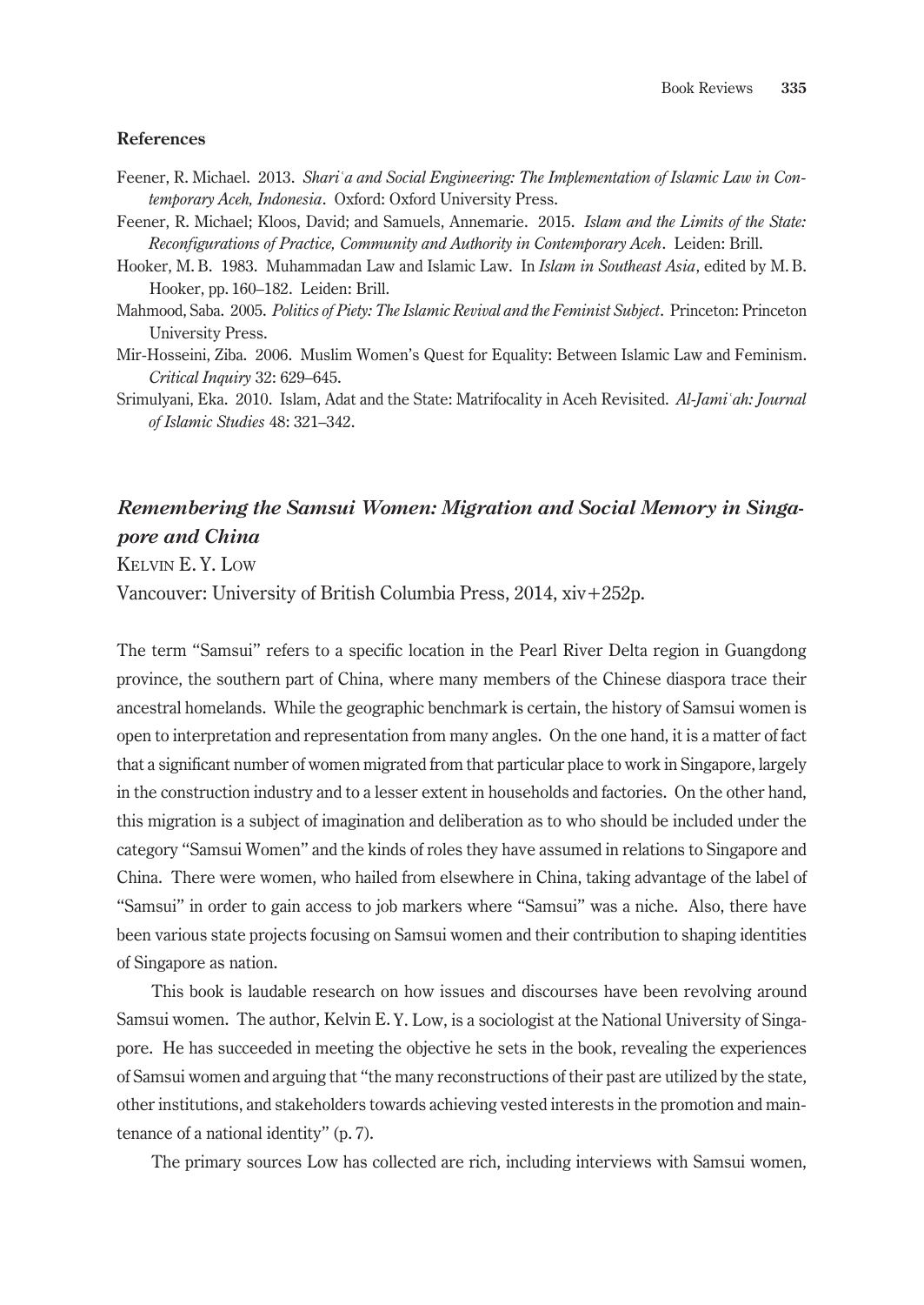#### References

Feener, R. Michael. 2013. *Shariʿa and Social Engineering: The Implementation of Islamic Law in Contemporary Aceh, Indonesia*. Oxford: Oxford University Press.

Feener, R. Michael; Kloos, David; and Samuels, Annemarie. 2015. *Islam and the Limits of the State: Reconfigurations of Practice, Community and Authority in Contemporary Aceh*. Leiden: Brill.

Hooker, M. B. 1983. Muhammadan Law and Islamic Law. In *Islam in Southeast Asia*, edited by M. B. Hooker, pp. 160–182. Leiden: Brill.

Mahmood, Saba. 2005. *Politics of Piety: The Islamic Revival and the Feminist Subject*. Princeton: Princeton University Press.

Mir-Hosseini, Ziba. 2006. Muslim Women's Quest for Equality: Between Islamic Law and Feminism. *Critical Inquiry* 32: 629–645.

Srimulyani, Eka. 2010. Islam, Adat and the State: Matrifocality in Aceh Revisited. *Al-Jamiʿah: Journal of Islamic Studies* 48: 321–342.

## *Remembering the Samsui Women: Migration and Social Memory in Singapore and China*

Kelvin E. Y. Low

Vancouver: University of British Columbia Press, 2014, xiv+252p.

The term "Samsui" refers to a specific location in the Pearl River Delta region in Guangdong province, the southern part of China, where many members of the Chinese diaspora trace their ancestral homelands. While the geographic benchmark is certain, the history of Samsui women is open to interpretation and representation from many angles. On the one hand, it is a matter of fact that a significant number of women migrated from that particular place to work in Singapore, largely in the construction industry and to a lesser extent in households and factories. On the other hand, this migration is a subject of imagination and deliberation as to who should be included under the category "Samsui Women" and the kinds of roles they have assumed in relations to Singapore and China. There were women, who hailed from elsewhere in China, taking advantage of the label of "Samsui" in order to gain access to job markers where "Samsui" was a niche. Also, there have been various state projects focusing on Samsui women and their contribution to shaping identities of Singapore as nation.

This book is laudable research on how issues and discourses have been revolving around Samsui women. The author, Kelvin E. Y. Low, is a sociologist at the National University of Singapore. He has succeeded in meeting the objective he sets in the book, revealing the experiences of Samsui women and arguing that "the many reconstructions of their past are utilized by the state, other institutions, and stakeholders towards achieving vested interests in the promotion and maintenance of a national identity" (p. 7).

The primary sources Low has collected are rich, including interviews with Samsui women,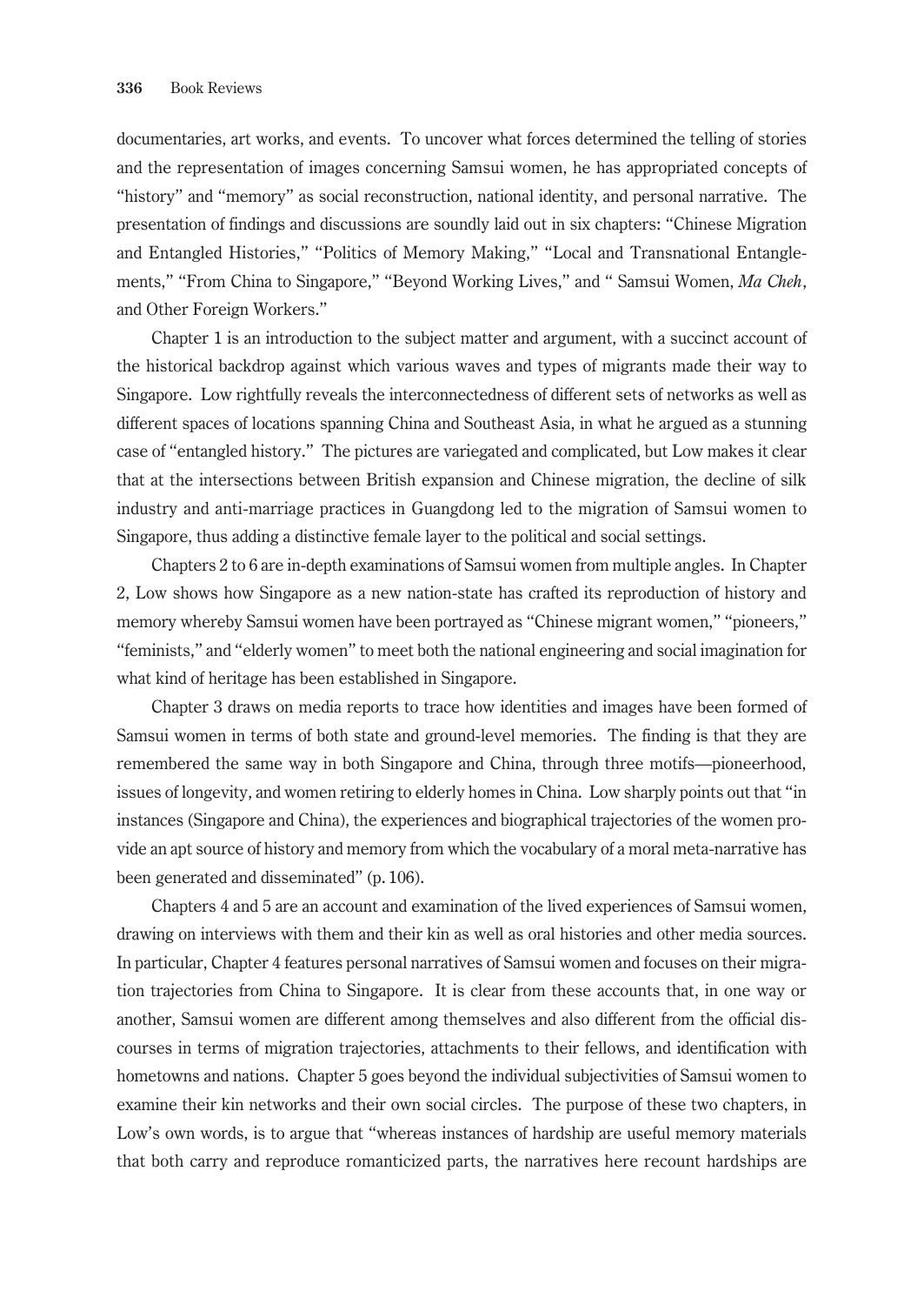documentaries, art works, and events. To uncover what forces determined the telling of stories and the representation of images concerning Samsui women, he has appropriated concepts of "history" and "memory" as social reconstruction, national identity, and personal narrative. The presentation of findings and discussions are soundly laid out in six chapters: "Chinese Migration and Entangled Histories," "Politics of Memory Making," "Local and Transnational Entanglements," "From China to Singapore," "Beyond Working Lives," and " Samsui Women, *Ma Cheh*, and Other Foreign Workers."

Chapter 1 is an introduction to the subject matter and argument, with a succinct account of the historical backdrop against which various waves and types of migrants made their way to Singapore. Low rightfully reveals the interconnectedness of different sets of networks as well as different spaces of locations spanning China and Southeast Asia, in what he argued as a stunning case of "entangled history." The pictures are variegated and complicated, but Low makes it clear that at the intersections between British expansion and Chinese migration, the decline of silk industry and anti-marriage practices in Guangdong led to the migration of Samsui women to Singapore, thus adding a distinctive female layer to the political and social settings.

Chapters 2 to 6 are in-depth examinations of Samsui women from multiple angles. In Chapter 2, Low shows how Singapore as a new nation-state has crafted its reproduction of history and memory whereby Samsui women have been portrayed as "Chinese migrant women," "pioneers," "feminists," and "elderly women" to meet both the national engineering and social imagination for what kind of heritage has been established in Singapore.

Chapter 3 draws on media reports to trace how identities and images have been formed of Samsui women in terms of both state and ground-level memories. The finding is that they are remembered the same way in both Singapore and China, through three motifs—pioneerhood, issues of longevity, and women retiring to elderly homes in China. Low sharply points out that "in instances (Singapore and China), the experiences and biographical trajectories of the women provide an apt source of history and memory from which the vocabulary of a moral meta-narrative has been generated and disseminated" (p. 106).

Chapters 4 and 5 are an account and examination of the lived experiences of Samsui women, drawing on interviews with them and their kin as well as oral histories and other media sources. In particular, Chapter 4 features personal narratives of Samsui women and focuses on their migration trajectories from China to Singapore. It is clear from these accounts that, in one way or another, Samsui women are different among themselves and also different from the official discourses in terms of migration trajectories, attachments to their fellows, and identification with hometowns and nations. Chapter 5 goes beyond the individual subjectivities of Samsui women to examine their kin networks and their own social circles. The purpose of these two chapters, in Low's own words, is to argue that "whereas instances of hardship are useful memory materials that both carry and reproduce romanticized parts, the narratives here recount hardships are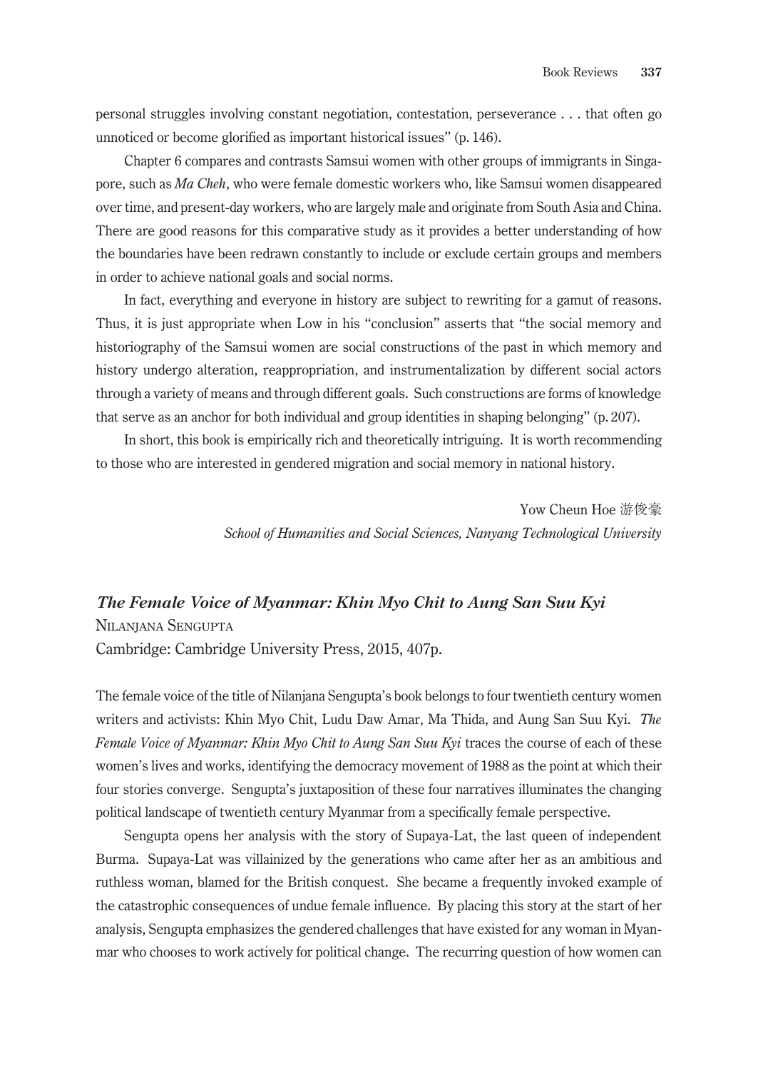personal struggles involving constant negotiation, contestation, perseverance . . . that often go unnoticed or become glorified as important historical issues" (p. 146).

Chapter 6 compares and contrasts Samsui women with other groups of immigrants in Singapore, such as *Ma Cheh*, who were female domestic workers who, like Samsui women disappeared over time, and present-day workers, who are largely male and originate from South Asia and China. There are good reasons for this comparative study as it provides a better understanding of how the boundaries have been redrawn constantly to include or exclude certain groups and members in order to achieve national goals and social norms.

In fact, everything and everyone in history are subject to rewriting for a gamut of reasons. Thus, it is just appropriate when Low in his "conclusion" asserts that "the social memory and historiography of the Samsui women are social constructions of the past in which memory and history undergo alteration, reappropriation, and instrumentalization by different social actors through a variety of means and through different goals. Such constructions are forms of knowledge that serve as an anchor for both individual and group identities in shaping belonging" (p. 207).

In short, this book is empirically rich and theoretically intriguing. It is worth recommending to those who are interested in gendered migration and social memory in national history.

Yow Cheun Hoe 游俊豪
*School of Humanities and Social Sciences, Nanyang Technological University*

## *The Female Voice of Myanmar: Khin Myo Chit to Aung San Suu Kyi*

Nilanjana Sengupta

Cambridge: Cambridge University Press, 2015, 407p.

The female voice of the title of Nilanjana Sengupta's book belongs to four twentieth century women writers and activists: Khin Myo Chit, Ludu Daw Amar, Ma Thida, and Aung San Suu Kyi. *The Female Voice of Myanmar: Khin Myo Chit to Aung San Suu Kyi* traces the course of each of these women's lives and works, identifying the democracy movement of 1988 as the point at which their four stories converge. Sengupta's juxtaposition of these four narratives illuminates the changing political landscape of twentieth century Myanmar from a specifically female perspective.

Sengupta opens her analysis with the story of Supaya-Lat, the last queen of independent Burma. Supaya-Lat was villainized by the generations who came after her as an ambitious and ruthless woman, blamed for the British conquest. She became a frequently invoked example of the catastrophic consequences of undue female influence. By placing this story at the start of her analysis, Sengupta emphasizes the gendered challenges that have existed for any woman in Myanmar who chooses to work actively for political change. The recurring question of how women can